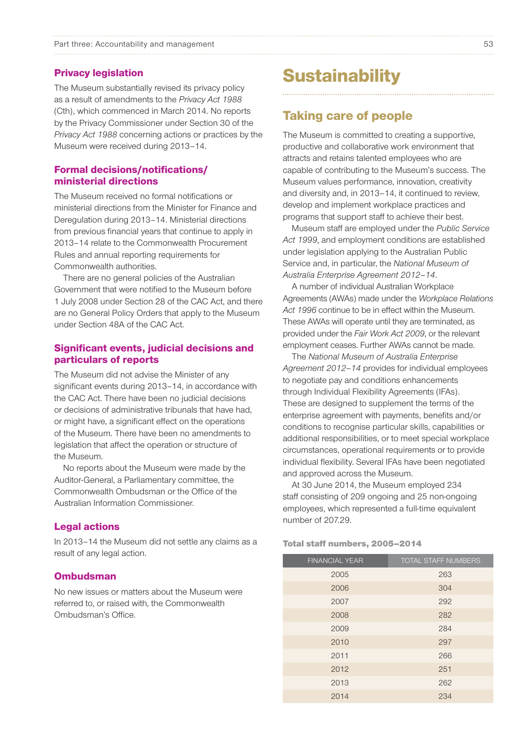### Privacy legislation

The Museum substantially revised its privacy policy as a result of amendments to the *Privacy Act 1988* (Cth), which commenced in March 2014. No reports by the Privacy Commissioner under Section 30 of the *Privacy Act 1988* concerning actions or practices by the Museum were received during 2013–14.

### Formal decisions/notifications/ministerial directions

The Museum received no formal notifications or ministerial directions from the Minister for Finance and Deregulation during 2013–14. Ministerial directions from previous financial years that continue to apply in 2013–14 relate to the Commonwealth Procurement Rules and annual reporting requirements for Commonwealth authorities.

There are no general policies of the Australian Government that were notified to the Museum before 1 July 2008 under Section 28 of the CAC Act, and there are no General Policy Orders that apply to the Museum under Section 48A of the CAC Act.

### Significant events, judicial decisions and particulars of reports

The Museum did not advise the Minister of any significant events during 2013–14, in accordance with the CAC Act. There have been no judicial decisions or decisions of administrative tribunals that have had, or might have, a significant effect on the operations of the Museum. There have been no amendments to legislation that affect the operation or structure of the Museum.

No reports about the Museum were made by the Auditor-General, a Parliamentary committee, the Commonwealth Ombudsman or the Office of the Australian Information Commissioner.

### Legal actions

In 2013–14 the Museum did not settle any claims as a result of any legal action.

### Ombudsman

No new issues or matters about the Museum were referred to, or raised with, the Commonwealth Ombudsman's Office.

# Sustainability

## Taking care of people

The Museum is committed to creating a supportive, productive and collaborative work environment that attracts and retains talented employees who are capable of contributing to the Museum's success. The Museum values performance, innovation, creativity and diversity and, in 2013–14, it continued to review, develop and implement workplace practices and programs that support staff to achieve their best.

Museum staff are employed under the *Public Service Act 1999*, and employment conditions are established under legislation applying to the Australian Public Service and, in particular, the *National Museum of Australia Enterprise Agreement 2012–14*.

A number of individual Australian Workplace Agreements (AWAs) made under the *Workplace Relations Act 1996* continue to be in effect within the Museum. These AWAs will operate until they are terminated, as provided under the *Fair Work Act 2009*, or the relevant employment ceases. Further AWAs cannot be made.

The *National Museum of Australia Enterprise Agreement 2012–14* provides for individual employees to negotiate pay and conditions enhancements through Individual Flexibility Agreements (IFAs). These are designed to supplement the terms of the enterprise agreement with payments, benefits and/or conditions to recognise particular skills, capabilities or additional responsibilities, or to meet special workplace circumstances, operational requirements or to provide individual flexibility. Several IFAs have been negotiated and approved across the Museum.

At 30 June 2014, the Museum employed 234 staff consisting of 209 ongoing and 25 non-ongoing employees, which represented a full-time equivalent number of 207.29.

**Total staff numbers, 2005–2014**

| FINANCIAL YEAR | TOTAL STAFF NUMBERS |
|---|---|
| 2005 | 263 |
| 2006 | 304 |
| 2007 | 292 |
| 2008 | 282 |
| 2009 | 284 |
| 2010 | 297 |
| 2011 | 266 |
| 2012 | 251 |
| 2013 | 262 |
| 2014 | 234 |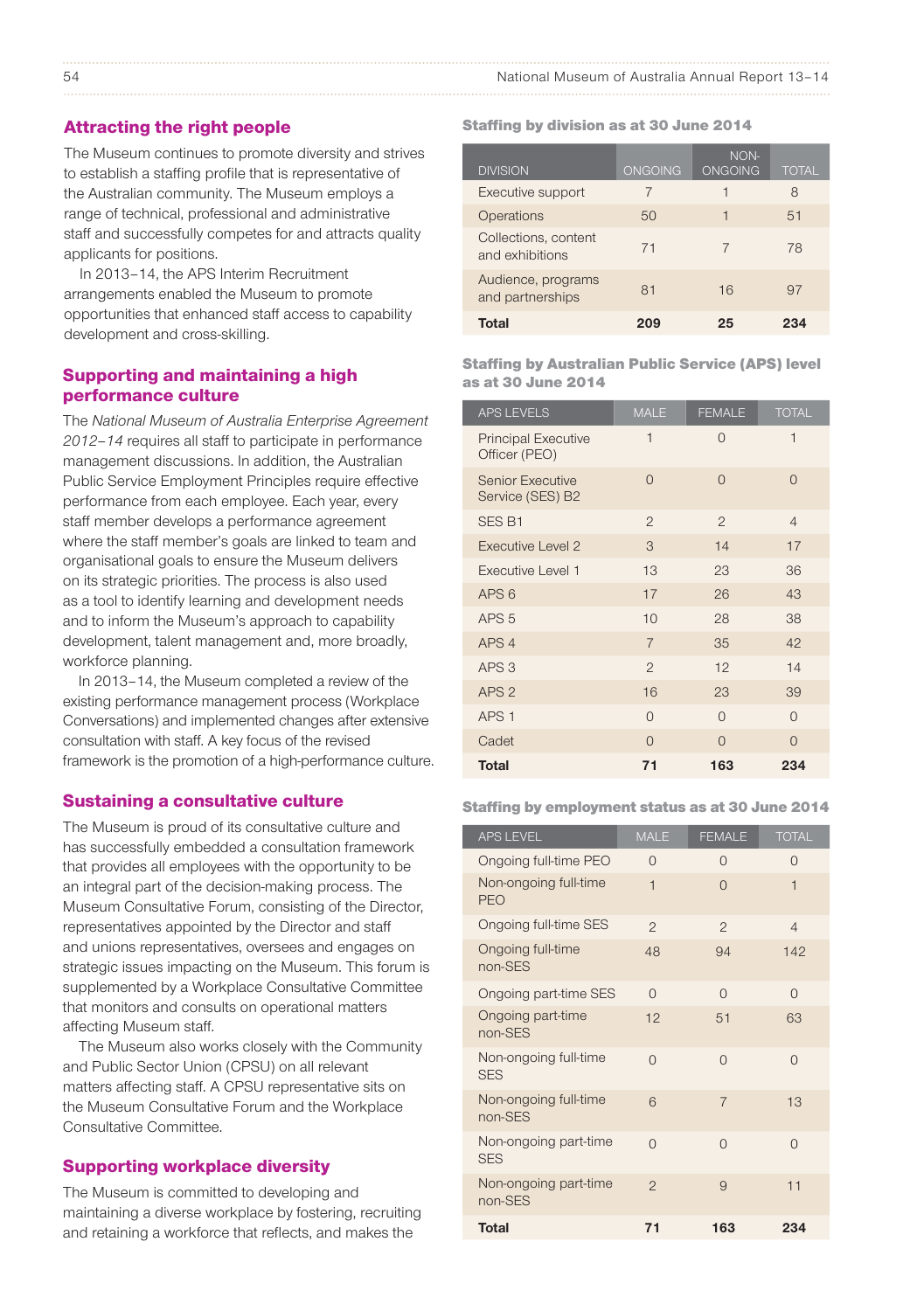## Attracting the right people

The Museum continues to promote diversity and strives to establish a staffing profile that is representative of the Australian community. The Museum employs a range of technical, professional and administrative staff and successfully competes for and attracts quality applicants for positions.

In 2013–14, the APS Interim Recruitment arrangements enabled the Museum to promote opportunities that enhanced staff access to capability development and cross-skilling.

## Supporting and maintaining a high performance culture

The *National Museum of Australia Enterprise Agreement 2012–14* requires all staff to participate in performance management discussions. In addition, the Australian Public Service Employment Principles require effective performance from each employee. Each year, every staff member develops a performance agreement where the staff member's goals are linked to team and organisational goals to ensure the Museum delivers on its strategic priorities. The process is also used as a tool to identify learning and development needs and to inform the Museum's approach to capability development, talent management and, more broadly, workforce planning.

In 2013–14, the Museum completed a review of the existing performance management process (Workplace Conversations) and implemented changes after extensive consultation with staff. A key focus of the revised framework is the promotion of a high-performance culture.

## Sustaining a consultative culture

The Museum is proud of its consultative culture and has successfully embedded a consultation framework that provides all employees with the opportunity to be an integral part of the decision-making process. The Museum Consultative Forum, consisting of the Director, representatives appointed by the Director and staff and unions representatives, oversees and engages on strategic issues impacting on the Museum. This forum is supplemented by a Workplace Consultative Committee that monitors and consults on operational matters affecting Museum staff.

The Museum also works closely with the Community and Public Sector Union (CPSU) on all relevant matters affecting staff. A CPSU representative sits on the Museum Consultative Forum and the Workplace Consultative Committee.

## Supporting workplace diversity

The Museum is committed to developing and maintaining a diverse workplace by fostering, recruiting and retaining a workforce that reflects, and makes the

**Staffing by division as at 30 June 2014**

| DIVISION | ONGOING | NON-ONGOING | TOTAL |
|---|---|---|---|
| Executive support | 7 | 1 | 8 |
| Operations | 50 | 1 | 51 |
| Collections, content and exhibitions | 71 | 7 | 78 |
| Audience, programs and partnerships | 81 | 16 | 97 |
| **Total** | **209** | **25** | **234** |

**Staffing by Australian Public Service (APS) level as at 30 June 2014**

| APS LEVELS | MALE | FEMALE | TOTAL |
|---|---|---|---|
| Principal Executive Officer (PEO) | 1 | 0 | 1 |
| Senior Executive Service (SES) B2 | 0 | 0 | 0 |
| SES B1 | 2 | 2 | 4 |
| Executive Level 2 | 3 | 14 | 17 |
| Executive Level 1 | 13 | 23 | 36 |
| APS 6 | 17 | 26 | 43 |
| APS 5 | 10 | 28 | 38 |
| APS 4 | 7 | 35 | 42 |
| APS 3 | 2 | 12 | 14 |
| APS 2 | 16 | 23 | 39 |
| APS 1 | 0 | 0 | 0 |
| Cadet | 0 | 0 | 0 |
| **Total** | **71** | **163** | **234** |

**Staffing by employment status as at 30 June 2014**

| APS LEVEL | MALE | FEMALE | TOTAL |
|---|---|---|---|
| Ongoing full-time PEO | 0 | 0 | 0 |
| Non-ongoing full-time PEO | 1 | 0 | 1 |
| Ongoing full-time SES | 2 | 2 | 4 |
| Ongoing full-time non-SES | 48 | 94 | 142 |
| Ongoing part-time SES | 0 | 0 | 0 |
| Ongoing part-time non-SES | 12 | 51 | 63 |
| Non-ongoing full-time SES | 0 | 0 | 0 |
| Non-ongoing full-time non-SES | 6 | 7 | 13 |
| Non-ongoing part-time SES | 0 | 0 | 0 |
| Non-ongoing part-time non-SES | 2 | 9 | 11 |
| **Total** | **71** | **163** | **234** |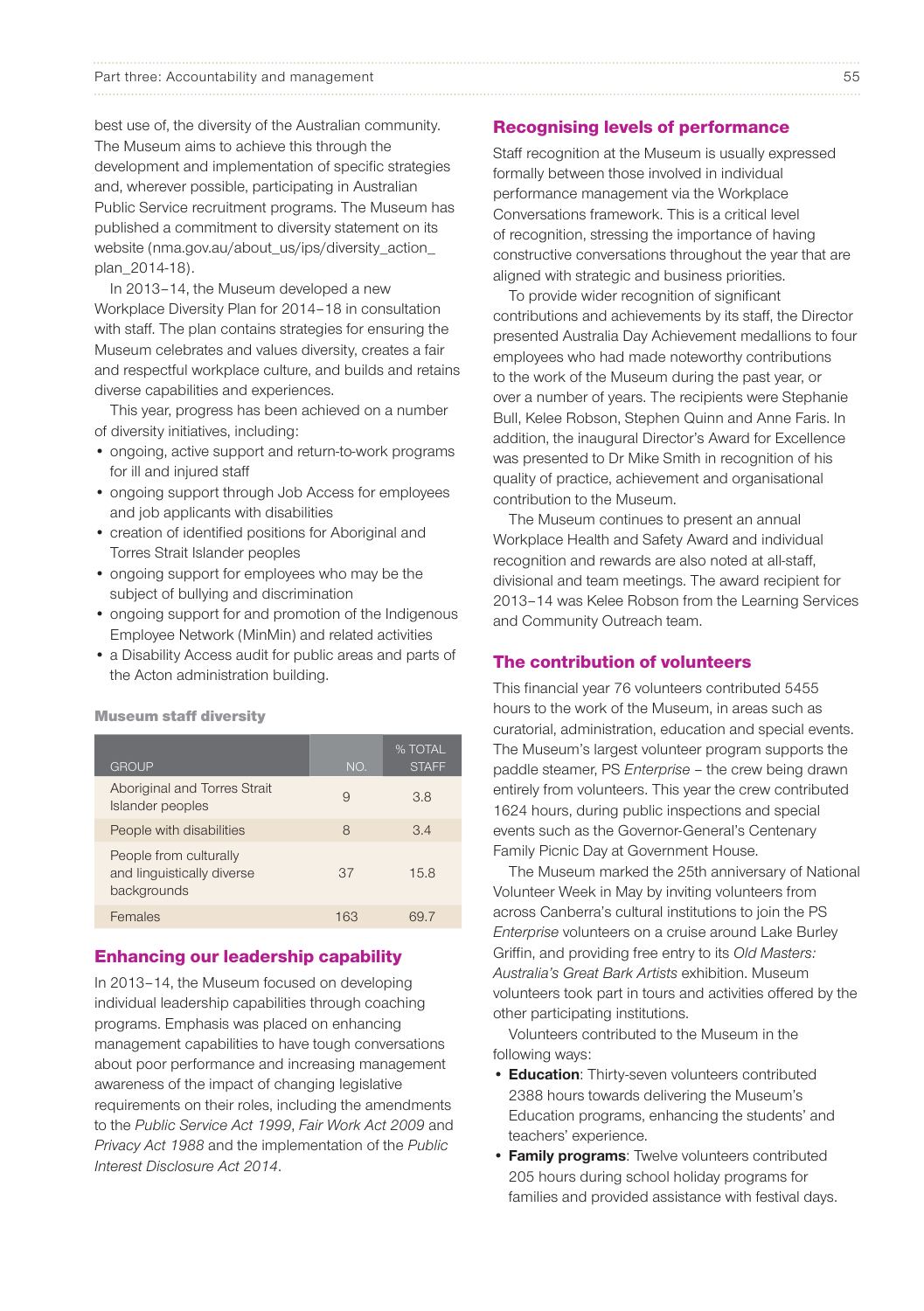best use of, the diversity of the Australian community. The Museum aims to achieve this through the development and implementation of specific strategies and, wherever possible, participating in Australian Public Service recruitment programs. The Museum has published a commitment to diversity statement on its website (nma.gov.au/about_us/ips/diversity_action_plan_2014-18).

In 2013–14, the Museum developed a new Workplace Diversity Plan for 2014–18 in consultation with staff. The plan contains strategies for ensuring the Museum celebrates and values diversity, creates a fair and respectful workplace culture, and builds and retains diverse capabilities and experiences.

This year, progress has been achieved on a number of diversity initiatives, including:

- ongoing, active support and return-to-work programs for ill and injured staff
- ongoing support through Job Access for employees and job applicants with disabilities
- creation of identified positions for Aboriginal and Torres Strait Islander peoples
- ongoing support for employees who may be the subject of bullying and discrimination
- ongoing support for and promotion of the Indigenous Employee Network (MinMin) and related activities
- a Disability Access audit for public areas and parts of the Acton administration building.

**Museum staff diversity**

| GROUP | NO. | % TOTAL STAFF |
|---|---|---|
| Aboriginal and Torres Strait Islander peoples | 9 | 3.8 |
| People with disabilities | 8 | 3.4 |
| People from culturally and linguistically diverse backgrounds | 37 | 15.8 |
| Females | 163 | 69.7 |

## Enhancing our leadership capability

In 2013–14, the Museum focused on developing individual leadership capabilities through coaching programs. Emphasis was placed on enhancing management capabilities to have tough conversations about poor performance and increasing management awareness of the impact of changing legislative requirements on their roles, including the amendments to the *Public Service Act 1999*, *Fair Work Act 2009* and *Privacy Act 1988* and the implementation of the *Public Interest Disclosure Act 2014*.

## Recognising levels of performance

Staff recognition at the Museum is usually expressed formally between those involved in individual performance management via the Workplace Conversations framework. This is a critical level of recognition, stressing the importance of having constructive conversations throughout the year that are aligned with strategic and business priorities.

To provide wider recognition of significant contributions and achievements by its staff, the Director presented Australia Day Achievement medallions to four employees who had made noteworthy contributions to the work of the Museum during the past year, or over a number of years. The recipients were Stephanie Bull, Kelee Robson, Stephen Quinn and Anne Faris. In addition, the inaugural Director's Award for Excellence was presented to Dr Mike Smith in recognition of his quality of practice, achievement and organisational contribution to the Museum.

The Museum continues to present an annual Workplace Health and Safety Award and individual recognition and rewards are also noted at all-staff, divisional and team meetings. The award recipient for 2013–14 was Kelee Robson from the Learning Services and Community Outreach team.

## The contribution of volunteers

This financial year 76 volunteers contributed 5455 hours to the work of the Museum, in areas such as curatorial, administration, education and special events. The Museum's largest volunteer program supports the paddle steamer, PS *Enterprise* – the crew being drawn entirely from volunteers. This year the crew contributed 1624 hours, during public inspections and special events such as the Governor-General's Centenary Family Picnic Day at Government House.

The Museum marked the 25th anniversary of National Volunteer Week in May by inviting volunteers from across Canberra's cultural institutions to join the PS *Enterprise* volunteers on a cruise around Lake Burley Griffin, and providing free entry to its *Old Masters: Australia's Great Bark Artists* exhibition. Museum volunteers took part in tours and activities offered by the other participating institutions.

Volunteers contributed to the Museum in the following ways:

- **Education**: Thirty-seven volunteers contributed 2388 hours towards delivering the Museum's Education programs, enhancing the students' and teachers' experience.
- **Family programs**: Twelve volunteers contributed 205 hours during school holiday programs for families and provided assistance with festival days.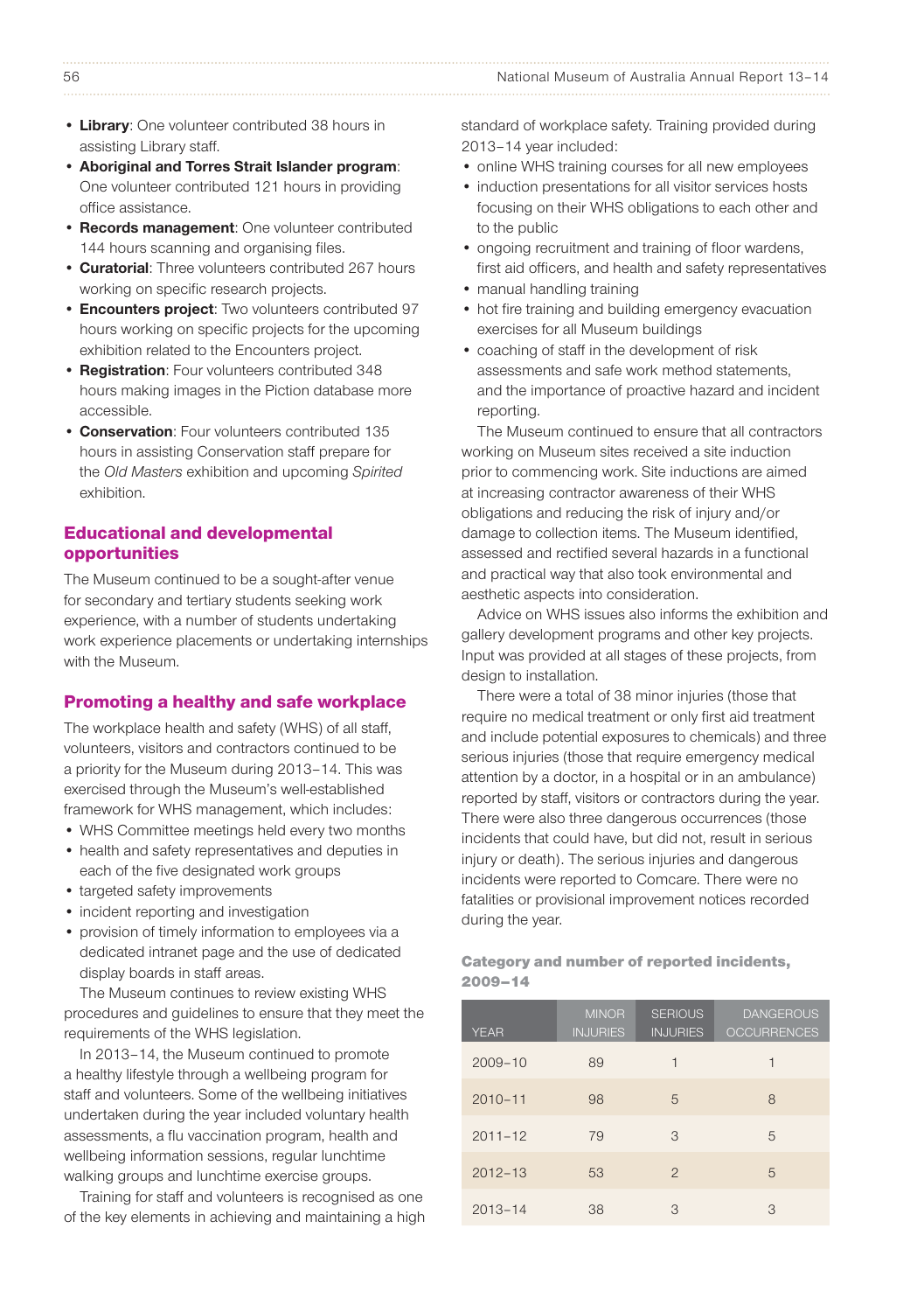- **Library**: One volunteer contributed 38 hours in assisting Library staff.
- **Aboriginal and Torres Strait Islander program**: One volunteer contributed 121 hours in providing office assistance.
- **Records management**: One volunteer contributed 144 hours scanning and organising files.
- **Curatorial**: Three volunteers contributed 267 hours working on specific research projects.
- **Encounters project**: Two volunteers contributed 97 hours working on specific projects for the upcoming exhibition related to the Encounters project.
- **Registration**: Four volunteers contributed 348 hours making images in the Piction database more accessible.
- **Conservation**: Four volunteers contributed 135 hours in assisting Conservation staff prepare for the *Old Masters* exhibition and upcoming *Spirited* exhibition.

## Educational and developmental opportunities

The Museum continued to be a sought-after venue for secondary and tertiary students seeking work experience, with a number of students undertaking work experience placements or undertaking internships with the Museum.

## Promoting a healthy and safe workplace

The workplace health and safety (WHS) of all staff, volunteers, visitors and contractors continued to be a priority for the Museum during 2013–14. This was exercised through the Museum's well-established framework for WHS management, which includes:

- WHS Committee meetings held every two months
- health and safety representatives and deputies in each of the five designated work groups
- targeted safety improvements
- incident reporting and investigation
- provision of timely information to employees via a dedicated intranet page and the use of dedicated display boards in staff areas.

The Museum continues to review existing WHS procedures and guidelines to ensure that they meet the requirements of the WHS legislation.

In 2013–14, the Museum continued to promote a healthy lifestyle through a wellbeing program for staff and volunteers. Some of the wellbeing initiatives undertaken during the year included voluntary health assessments, a flu vaccination program, health and wellbeing information sessions, regular lunchtime walking groups and lunchtime exercise groups.

Training for staff and volunteers is recognised as one of the key elements in achieving and maintaining a high standard of workplace safety. Training provided during 2013–14 year included:

- online WHS training courses for all new employees
- induction presentations for all visitor services hosts focusing on their WHS obligations to each other and to the public
- ongoing recruitment and training of floor wardens, first aid officers, and health and safety representatives
- manual handling training
- hot fire training and building emergency evacuation exercises for all Museum buildings
- coaching of staff in the development of risk assessments and safe work method statements, and the importance of proactive hazard and incident reporting.

The Museum continued to ensure that all contractors working on Museum sites received a site induction prior to commencing work. Site inductions are aimed at increasing contractor awareness of their WHS obligations and reducing the risk of injury and/or damage to collection items. The Museum identified, assessed and rectified several hazards in a functional and practical way that also took environmental and aesthetic aspects into consideration.

Advice on WHS issues also informs the exhibition and gallery development programs and other key projects. Input was provided at all stages of these projects, from design to installation.

There were a total of 38 minor injuries (those that require no medical treatment or only first aid treatment and include potential exposures to chemicals) and three serious injuries (those that require emergency medical attention by a doctor, in a hospital or in an ambulance) reported by staff, visitors or contractors during the year. There were also three dangerous occurrences (those incidents that could have, but did not, result in serious injury or death). The serious injuries and dangerous incidents were reported to Comcare. There were no fatalities or provisional improvement notices recorded during the year.

**Category and number of reported incidents, 2009–14**

| YEAR | MINOR INJURIES | SERIOUS INJURIES | DANGEROUS OCCURRENCES |
|---|---|---|---|
| 2009–10 | 89 | 1 | 1 |
| 2010–11 | 98 | 5 | 8 |
| 2011–12 | 79 | 3 | 5 |
| 2012–13 | 53 | 2 | 5 |
| 2013–14 | 38 | 3 | 3 |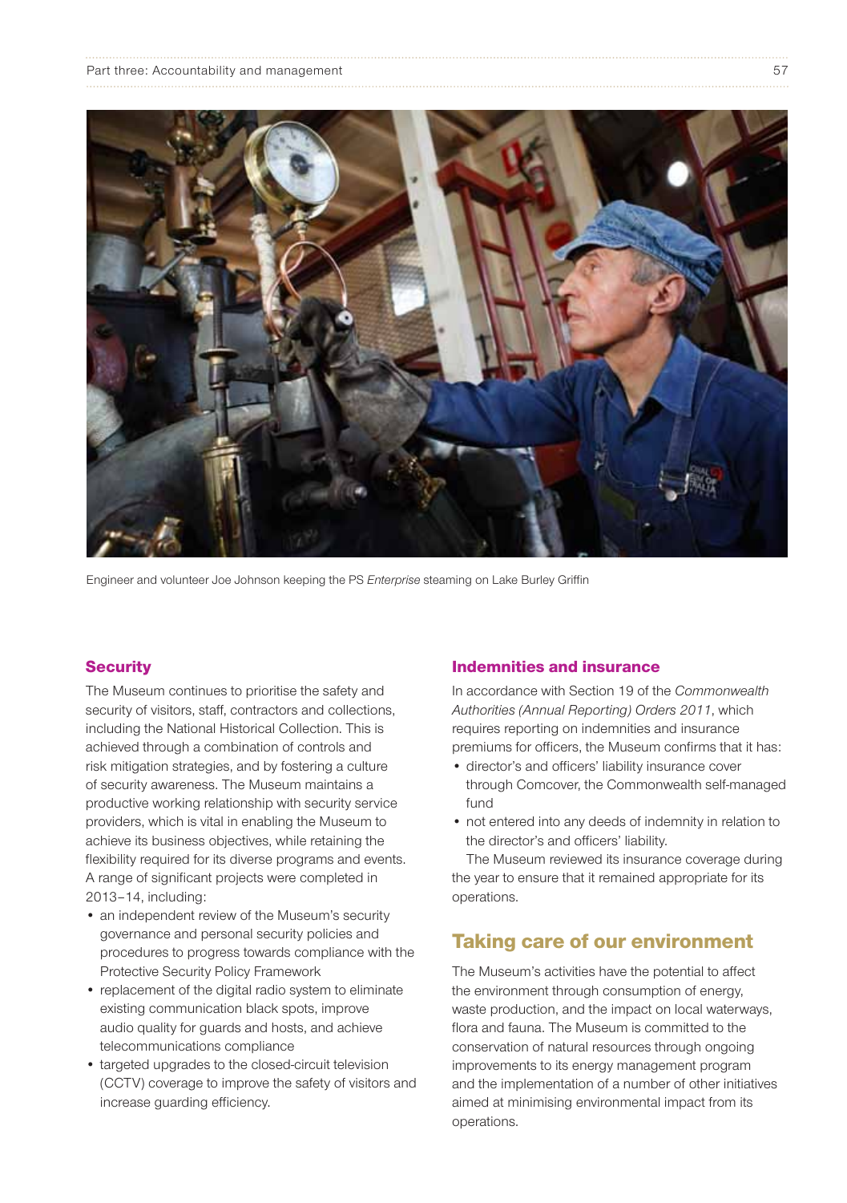Engineer and volunteer Joe Johnson keeping the PS *Enterprise* steaming on Lake Burley Griffin

### Security

The Museum continues to prioritise the safety and security of visitors, staff, contractors and collections, including the National Historical Collection. This is achieved through a combination of controls and risk mitigation strategies, and by fostering a culture of security awareness. The Museum maintains a productive working relationship with security service providers, which is vital in enabling the Museum to achieve its business objectives, while retaining the flexibility required for its diverse programs and events. A range of significant projects were completed in 2013–14, including:

- an independent review of the Museum's security governance and personal security policies and procedures to progress towards compliance with the Protective Security Policy Framework
- replacement of the digital radio system to eliminate existing communication black spots, improve audio quality for guards and hosts, and achieve telecommunications compliance
- targeted upgrades to the closed-circuit television (CCTV) coverage to improve the safety of visitors and increase guarding efficiency.

### Indemnities and insurance

In accordance with Section 19 of the *Commonwealth Authorities (Annual Reporting) Orders 2011*, which requires reporting on indemnities and insurance premiums for officers, the Museum confirms that it has:

- director's and officers' liability insurance cover through Comcover, the Commonwealth self-managed fund
- not entered into any deeds of indemnity in relation to the director's and officers' liability.

The Museum reviewed its insurance coverage during the year to ensure that it remained appropriate for its operations.

## Taking care of our environment

The Museum's activities have the potential to affect the environment through consumption of energy, waste production, and the impact on local waterways, flora and fauna. The Museum is committed to the conservation of natural resources through ongoing improvements to its energy management program and the implementation of a number of other initiatives aimed at minimising environmental impact from its operations.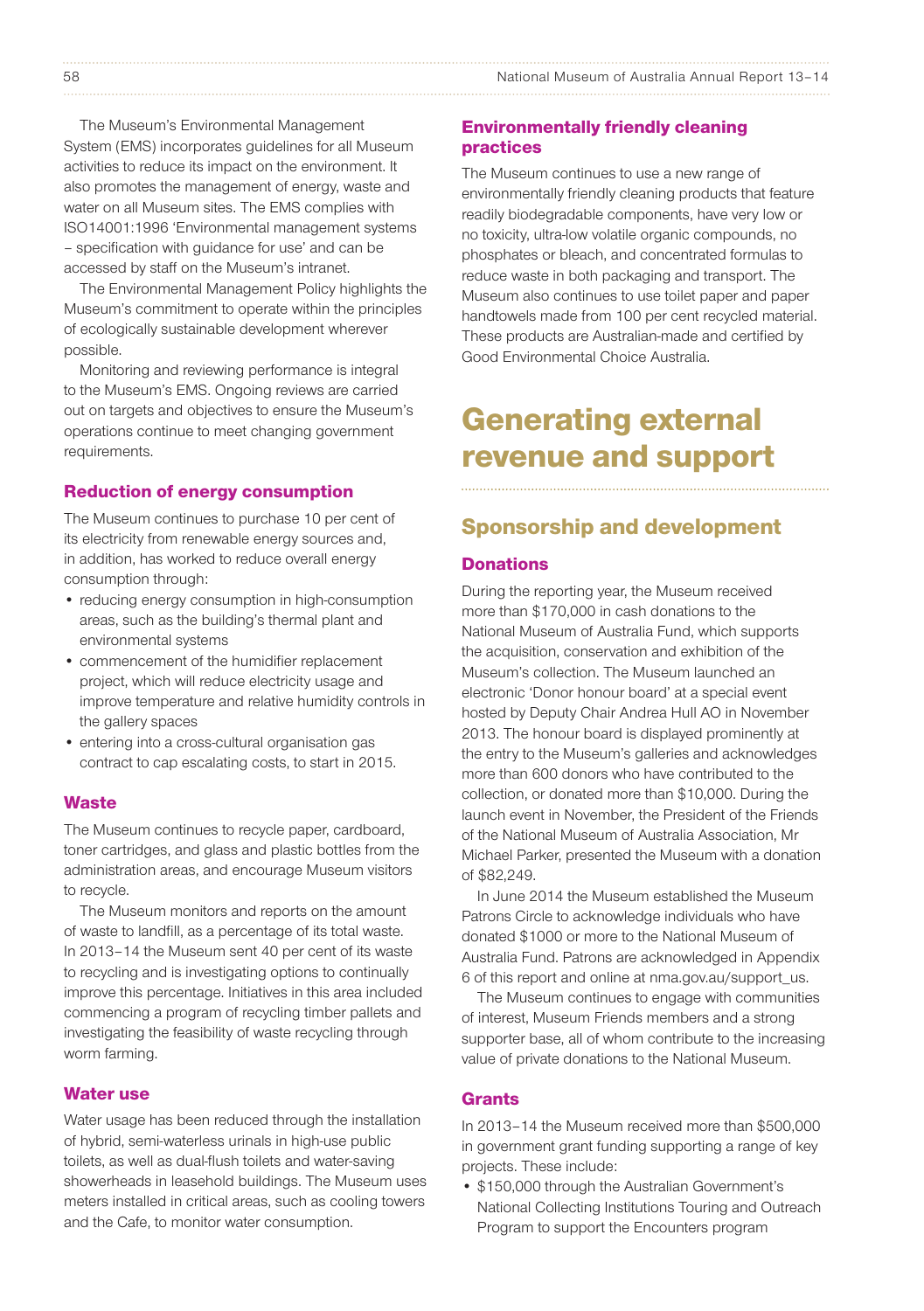The Museum's Environmental Management System (EMS) incorporates guidelines for all Museum activities to reduce its impact on the environment. It also promotes the management of energy, waste and water on all Museum sites. The EMS complies with ISO14001:1996 'Environmental management systems – specification with guidance for use' and can be accessed by staff on the Museum's intranet.

The Environmental Management Policy highlights the Museum's commitment to operate within the principles of ecologically sustainable development wherever possible.

Monitoring and reviewing performance is integral to the Museum's EMS. Ongoing reviews are carried out on targets and objectives to ensure the Museum's operations continue to meet changing government requirements.

### Reduction of energy consumption

The Museum continues to purchase 10 per cent of its electricity from renewable energy sources and, in addition, has worked to reduce overall energy consumption through:

- reducing energy consumption in high-consumption areas, such as the building's thermal plant and environmental systems
- commencement of the humidifier replacement project, which will reduce electricity usage and improve temperature and relative humidity controls in the gallery spaces
- entering into a cross-cultural organisation gas contract to cap escalating costs, to start in 2015.

### Waste

The Museum continues to recycle paper, cardboard, toner cartridges, and glass and plastic bottles from the administration areas, and encourage Museum visitors to recycle.

The Museum monitors and reports on the amount of waste to landfill, as a percentage of its total waste. In 2013–14 the Museum sent 40 per cent of its waste to recycling and is investigating options to continually improve this percentage. Initiatives in this area included commencing a program of recycling timber pallets and investigating the feasibility of waste recycling through worm farming.

### Water use

Water usage has been reduced through the installation of hybrid, semi-waterless urinals in high-use public toilets, as well as dual-flush toilets and water-saving showerheads in leasehold buildings. The Museum uses meters installed in critical areas, such as cooling towers and the Cafe, to monitor water consumption.

### Environmentally friendly cleaning practices

The Museum continues to use a new range of environmentally friendly cleaning products that feature readily biodegradable components, have very low or no toxicity, ultra-low volatile organic compounds, no phosphates or bleach, and concentrated formulas to reduce waste in both packaging and transport. The Museum also continues to use toilet paper and paper handtowels made from 100 per cent recycled material. These products are Australian-made and certified by Good Environmental Choice Australia.

# Generating external revenue and support

## Sponsorship and development

### Donations

During the reporting year, the Museum received more than $170,000 in cash donations to the National Museum of Australia Fund, which supports the acquisition, conservation and exhibition of the Museum's collection. The Museum launched an electronic 'Donor honour board' at a special event hosted by Deputy Chair Andrea Hull AO in November 2013. The honour board is displayed prominently at the entry to the Museum's galleries and acknowledges more than 600 donors who have contributed to the collection, or donated more than $10,000. During the launch event in November, the President of the Friends of the National Museum of Australia Association, Mr Michael Parker, presented the Museum with a donation of $82,249.

In June 2014 the Museum established the Museum Patrons Circle to acknowledge individuals who have donated $1000 or more to the National Museum of Australia Fund. Patrons are acknowledged in Appendix 6 of this report and online at nma.gov.au/support_us.

The Museum continues to engage with communities of interest, Museum Friends members and a strong supporter base, all of whom contribute to the increasing value of private donations to the National Museum.

### Grants

In 2013–14 the Museum received more than $500,000 in government grant funding supporting a range of key projects. These include:

- $150,000 through the Australian Government's National Collecting Institutions Touring and Outreach Program to support the Encounters program